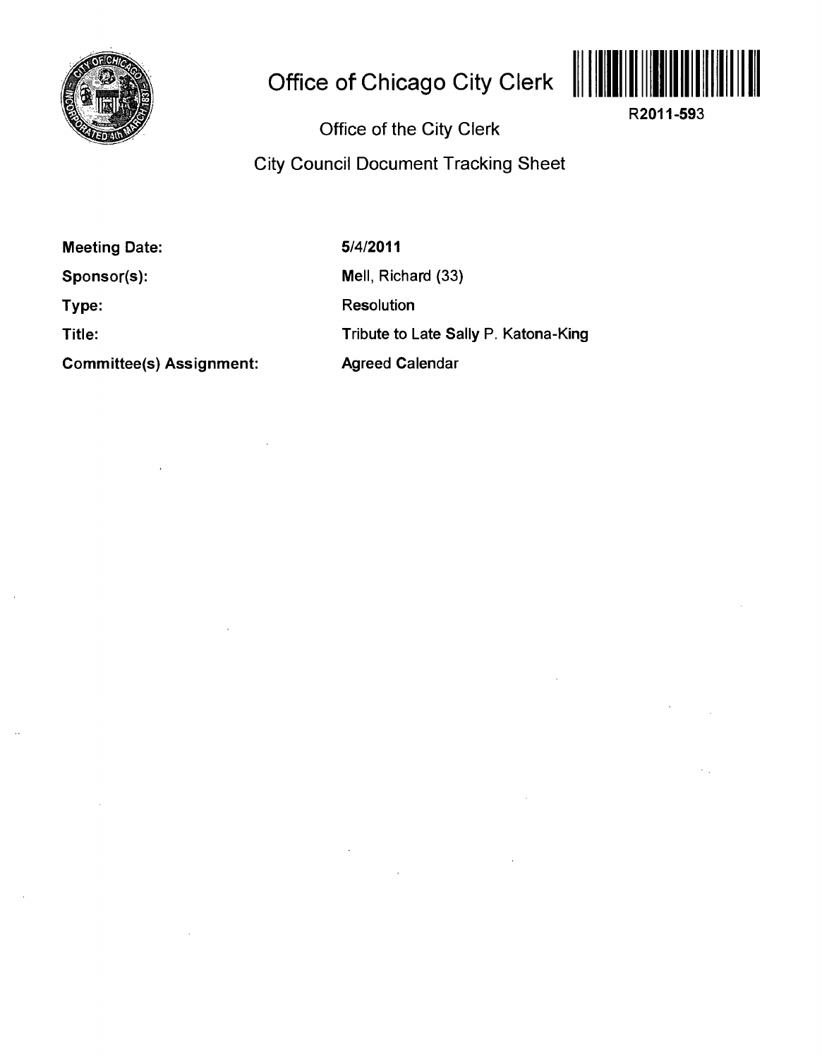# Office of Chicago City Clerk

R2011-593

## Office of the City Clerk

## City Council Document Tracking Sheet

| | |
|---|---|
| **Meeting Date:** | 5/4/2011 |
| **Sponsor(s):** | Mell, Richard (33) |
| **Type:** | Resolution |
| **Title:** | Tribute to Late Sally P. Katona-King |
| **Committee(s) Assignment:** | Agreed Calendar |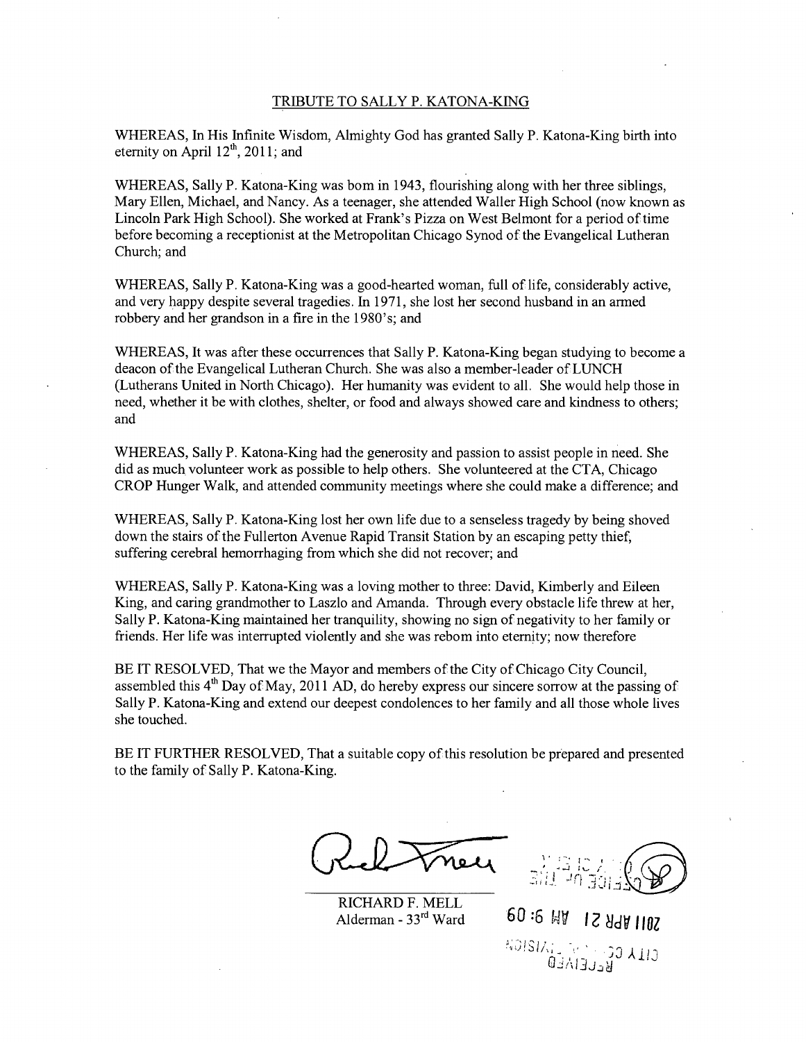TRIBUTE TO SALLY P. KATONA-KING

WHEREAS, In His Infinite Wisdom, Almighty God has granted Sally P. Katona-King birth into eternity on April 12th, 2011; and

WHEREAS, Sally P. Katona-King was bom in 1943, flourishing along with her three siblings, Mary Ellen, Michael, and Nancy. As a teenager, she attended Waller High School (now known as Lincoln Park High School). She worked at Frank's Pizza on West Belmont for a period of time before becoming a receptionist at the Metropolitan Chicago Synod of the Evangelical Lutheran Church; and

WHEREAS, Sally P. Katona-King was a good-hearted woman, full of life, considerably active, and very happy despite several tragedies. In 1971, she lost her second husband in an armed robbery and her grandson in a fire in the 1980's; and

WHEREAS, It was after these occurrences that Sally P. Katona-King began studying to become a deacon of the Evangelical Lutheran Church. She was also a member-leader of LUNCH (Lutherans United in North Chicago). Her humanity was evident to all. She would help those in need, whether it be with clothes, shelter, or food and always showed care and kindness to others; and

WHEREAS, Sally P. Katona-King had the generosity and passion to assist people in need. She did as much volunteer work as possible to help others. She volunteered at the CTA, Chicago CROP Hunger Walk, and attended community meetings where she could make a difference; and

WHEREAS, Sally P. Katona-King lost her own life due to a senseless tragedy by being shoved down the stairs of the Fullerton Avenue Rapid Transit Station by an escaping petty thief, suffering cerebral hemorrhaging from which she did not recover; and

WHEREAS, Sally P. Katona-King was a loving mother to three: David, Kimberly and Eileen King, and caring grandmother to Laszlo and Amanda. Through every obstacle life threw at her, Sally P. Katona-King maintained her tranquility, showing no sign of negativity to her family or friends. Her life was interrupted violently and she was rebom into eternity; now therefore

BE IT RESOLVED, That we the Mayor and members of the City of Chicago City Council, assembled this 4th Day of May, 2011 AD, do hereby express our sincere sorrow at the passing of Sally P. Katona-King and extend our deepest condolences to her family and all those whole lives she touched.

BE IT FURTHER RESOLVED, That a suitable copy of this resolution be prepared and presented to the family of Sally P. Katona-King.

RICHARD F. MELL
Alderman - 33rd Ward

2011 APR 21 AM 9:09

CITY COUNCIL DIVISION
RECEIVED